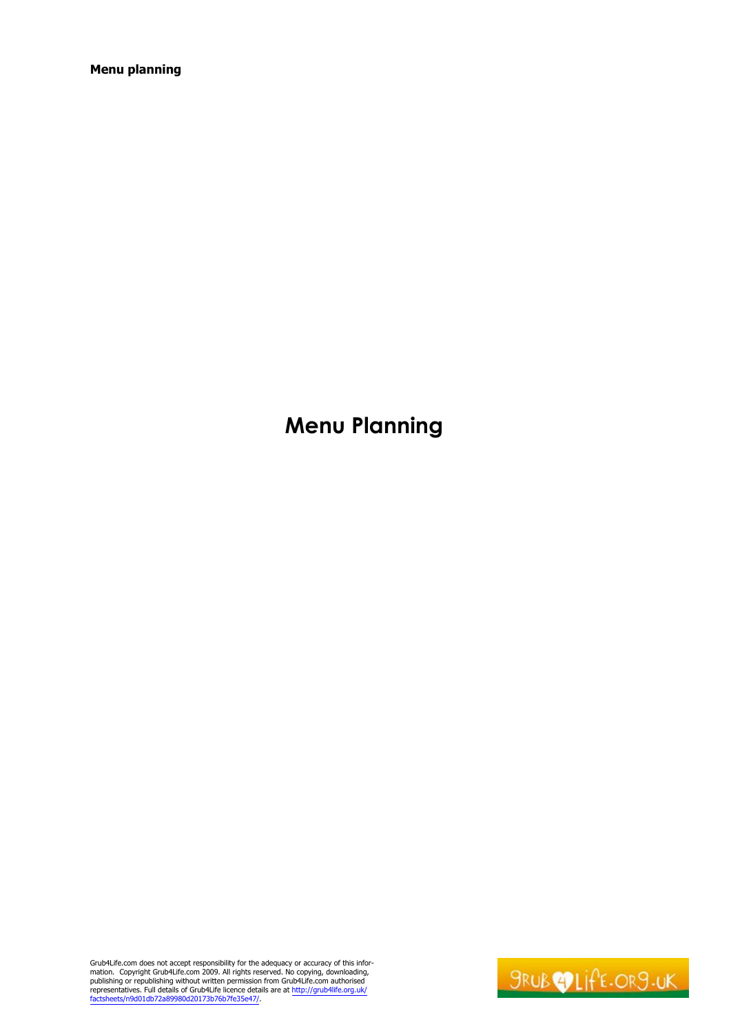# Menu Planning

Grub4Life.com does not accept responsibility for the adequacy or accuracy of this information. Copyright Grub4Life.com 2009. All rights reserved. No copying, downloading, publishing or republishing without written permission from Grub4Life.com authorised representatives. Full details of Grub4Life licence details are at http://grub4life.org.uk/factsheets/n9d01db72a89980d20173b76b7fe35e47/.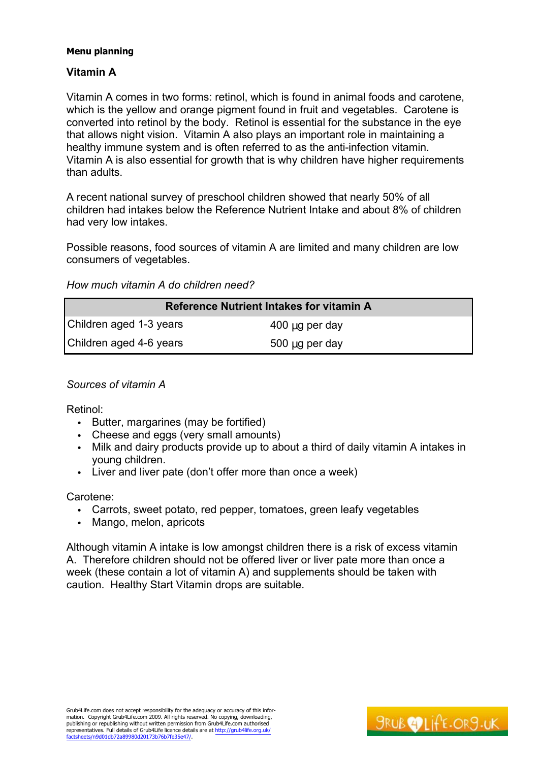**Menu planning**

## Vitamin A

Vitamin A comes in two forms: retinol, which is found in animal foods and carotene, which is the yellow and orange pigment found in fruit and vegetables. Carotene is converted into retinol by the body. Retinol is essential for the substance in the eye that allows night vision. Vitamin A also plays an important role in maintaining a healthy immune system and is often referred to as the anti-infection vitamin. Vitamin A is also essential for growth that is why children have higher requirements than adults.

A recent national survey of preschool children showed that nearly 50% of all children had intakes below the Reference Nutrient Intake and about 8% of children had very low intakes.

Possible reasons, food sources of vitamin A are limited and many children are low consumers of vegetables.

*How much vitamin A do children need?*

| Reference Nutrient Intakes for vitamin A | |
|---|---|
| Children aged 1-3 years | 400 µg per day |
| Children aged 4-6 years | 500 µg per day |

*Sources of vitamin A*

Retinol:

- Butter, margarines (may be fortified)
- Cheese and eggs (very small amounts)
- Milk and dairy products provide up to about a third of daily vitamin A intakes in young children.
- Liver and liver pate (don't offer more than once a week)

Carotene:

- Carrots, sweet potato, red pepper, tomatoes, green leafy vegetables
- Mango, melon, apricots

Although vitamin A intake is low amongst children there is a risk of excess vitamin A. Therefore children should not be offered liver or liver pate more than once a week (these contain a lot of vitamin A) and supplements should be taken with caution. Healthy Start Vitamin drops are suitable.

Grub4Life.com does not accept responsibility for the adequacy or accuracy of this information. Copyright Grub4Life.com 2009. All rights reserved. No copying, downloading, publishing or republishing without written permission from Grub4Life.com authorised representatives. Full details of Grub4Life licence details are at http://grub4life.org.uk/factsheets/n9d01db72a89980d20173b76b7fe35e47/.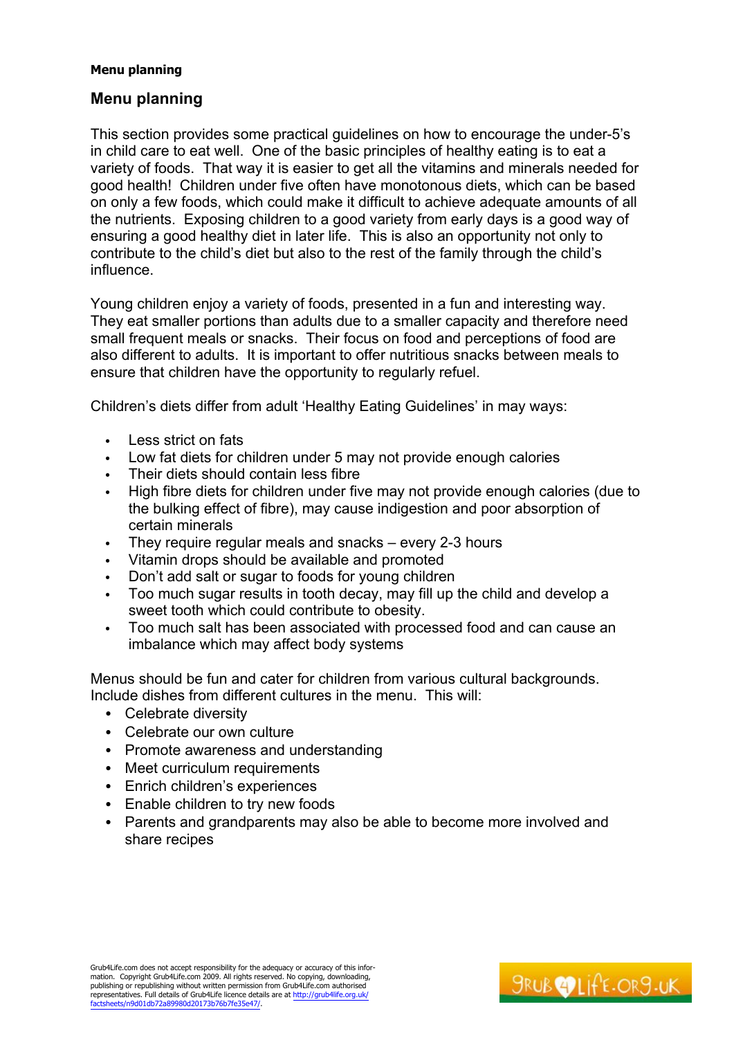## Menu planning

This section provides some practical guidelines on how to encourage the under-5's in child care to eat well. One of the basic principles of healthy eating is to eat a variety of foods. That way it is easier to get all the vitamins and minerals needed for good health! Children under five often have monotonous diets, which can be based on only a few foods, which could make it difficult to achieve adequate amounts of all the nutrients. Exposing children to a good variety from early days is a good way of ensuring a good healthy diet in later life. This is also an opportunity not only to contribute to the child's diet but also to the rest of the family through the child's influence.

Young children enjoy a variety of foods, presented in a fun and interesting way. They eat smaller portions than adults due to a smaller capacity and therefore need small frequent meals or snacks. Their focus on food and perceptions of food are also different to adults. It is important to offer nutritious snacks between meals to ensure that children have the opportunity to regularly refuel.

Children's diets differ from adult 'Healthy Eating Guidelines' in may ways:

- Less strict on fats
- Low fat diets for children under 5 may not provide enough calories
- Their diets should contain less fibre
- High fibre diets for children under five may not provide enough calories (due to the bulking effect of fibre), may cause indigestion and poor absorption of certain minerals
- They require regular meals and snacks – every 2-3 hours
- Vitamin drops should be available and promoted
- Don't add salt or sugar to foods for young children
- Too much sugar results in tooth decay, may fill up the child and develop a sweet tooth which could contribute to obesity.
- Too much salt has been associated with processed food and can cause an imbalance which may affect body systems

Menus should be fun and cater for children from various cultural backgrounds. Include dishes from different cultures in the menu. This will:

- Celebrate diversity
- Celebrate our own culture
- Promote awareness and understanding
- Meet curriculum requirements
- Enrich children's experiences
- Enable children to try new foods
- Parents and grandparents may also be able to become more involved and share recipes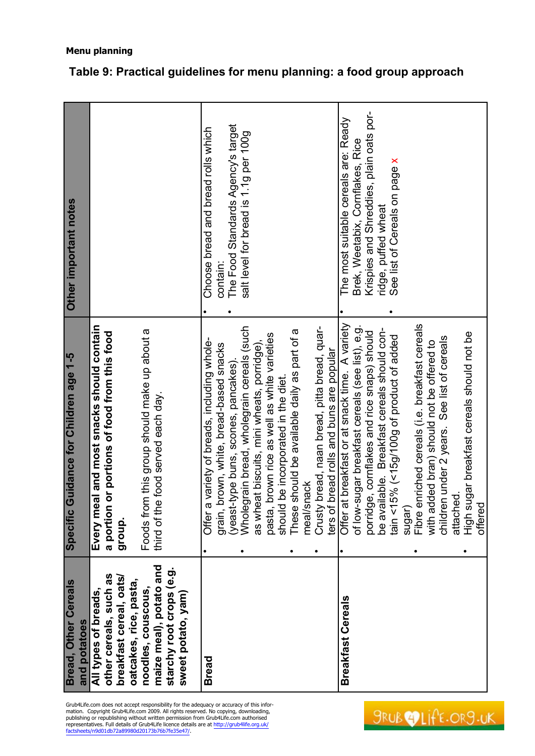**Menu planning**

## Table 9: Practical guidelines for menu planning: a food group approach

| Bread, Other Cereals and potatoes | Specific Guidance for Children age 1-5 | Other important notes |
|---|---|---|
| **All types of breads, other cereals, such as breakfast cereal, oats/ oatcakes, rice, pasta, noodles, couscous, maize meal), potato and starchy root crops (e.g. sweet potato, yam)** | **Every meal and most snacks should contain a portion or portions of food from this food group.**<br><br>Foods from this group should make up about a third of the food served each day. | |
| **Bread** | • Offer a variety of breads, including whole-grain, brown, white, bread-based snacks (yeast-type buns, scones, pancakes).<br>• Wholegrain bread, wholegrain cereals (such as wheat biscuits, mini wheats, porridge), pasta, brown rice as well as white varieties should be incorporated in the diet.<br>• These should be available daily as part of a meal/snack<br>• Crusty bread, naan bread, pitta bread, quarters of bread rolls and buns are popular | • Choose bread and bread rolls which contain:<br>• The Food Standards Agency's target salt level for bread is 1.1g per 100g |
| **Breakfast Cereals** | • Offer at breakfast or at snack time. A variety of low-sugar breakfast cereals (see list), e.g. porridge, cornflakes and rice snaps) should be available. Breakfast cereals should contain <15% (<15g/100g of product of added sugar)<br>• Fibre enriched cereals (i.e. breakfast cereals with added bran) should not be offered to children under 2 years. See list of cereals attached.<br>• High sugar breakfast cereals should not be offered | • The most suitable cereals are: Ready Brek, Weetabix, Cornflakes, Rice Krispies and Shreddies, plain oats porridge, puffed wheat<br>• See list of Cereals on page x |

Grub4Life.com does not accept responsibility for the adequacy or accuracy of this information. Copyright Grub4Life.com 2009. All rights reserved. No copying, downloading, publishing or republishing without written permission from Grub4Life.com authorised representatives. Full details of Grub4Life licence details are at http://grub4life.org.uk/factsheets/n9d01db72a89980d20173b76b7fe35e47/.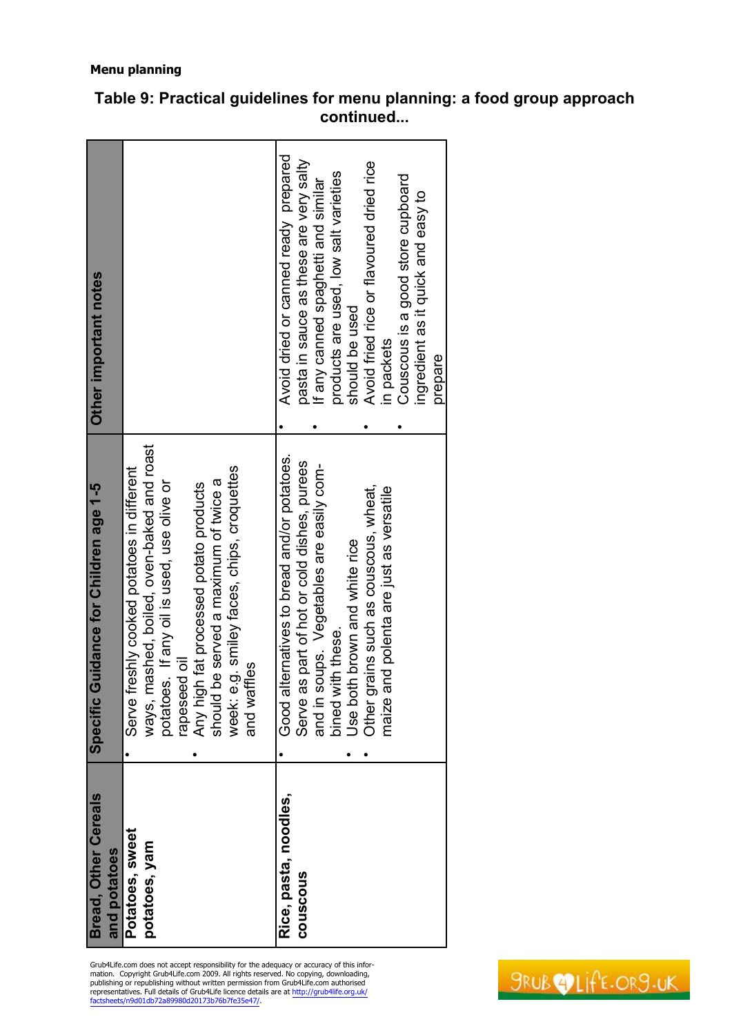**Menu planning**

## Table 9: Practical guidelines for menu planning: a food group approach continued...

| Bread, Other Cereals and potatoes | Specific Guidance for Children age 1-5 | Other important notes |
|---|---|---|
| **Potatoes, sweet potatoes, yam** | • Serve freshly cooked potatoes in different ways, mashed, boiled, oven-baked and roast potatoes. If any oil is used, use olive or rapeseed oil<br>• Any high fat processed potato products should be served a maximum of twice a week: e.g. smiley faces, chips, croquettes and waffles | |
| **Rice, pasta, noodles, couscous** | • Good alternatives to bread and/or potatoes. Serve as part of hot or cold dishes, purees and in soups. Vegetables are easily combined with these.<br>• Use both brown and white rice<br>• Other grains such as couscous, wheat, maize and polenta are just as versatile | • Avoid dried or canned ready prepared pasta in sauce as these are very salty<br>• If any canned spaghetti and similar products are used, low salt varieties should be used<br>• Avoid fried rice or flavoured dried rice in packets<br>• Couscous is a good store cupboard ingredient as it quick and easy to prepare |

Grub4Life.com does not accept responsibility for the adequacy or accuracy of this information. Copyright Grub4Life.com 2009. All rights reserved. No copying, downloading, publishing or republishing without written permission from Grub4Life.com authorised representatives. Full details of Grub4Life licence details are at http://grub4life.org.uk/factsheets/n9d01db72a89980d20173b76b7fe35e47/.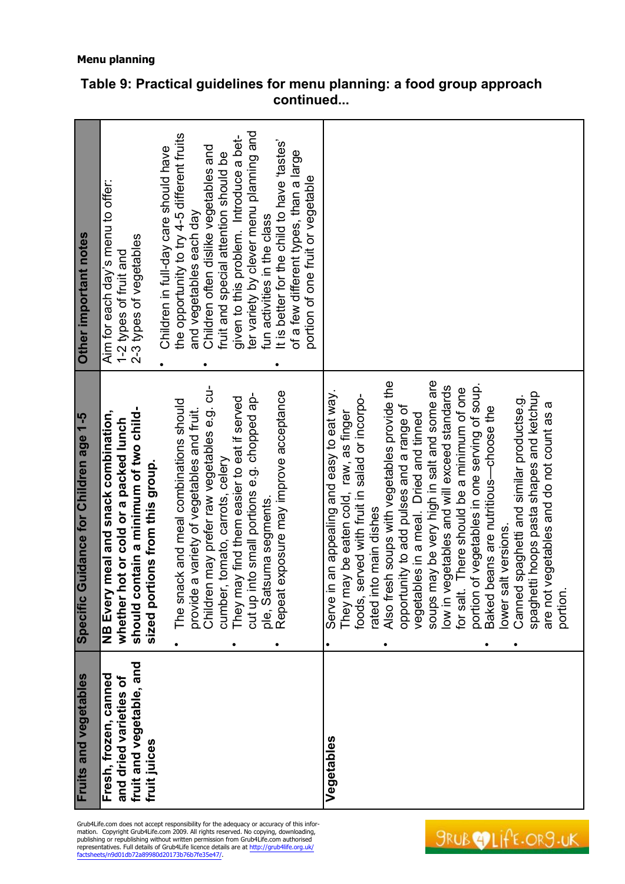**Menu planning**

## Table 9: Practical guidelines for menu planning: a food group approach continued...

| Fruits and vegetables | Specific Guidance for Children age 1-5 | Other important notes |
|---|---|---|
| **Fresh, frozen, canned and dried varieties of fruit and vegetable, and fruit juices** | **NB Every meal and snack combination, whether hot or cold or a packed lunch should contain a minimum of two child-sized portions from this group.**<br>• The snack and meal combinations should provide a variety of vegetables and fruit. Children may prefer raw vegetables e.g. cucumber, tomato, carrots, celery<br>• They may find them easier to eat if served cut up into small portions e.g. chopped apple, Satsuma segments.<br>• Repeat exposure may improve acceptance | Aim for each day's menu to offer:<br>1-2 types of fruit and<br>2-3 types of vegetables<br>• Children in full-day care should have the opportunity to try 4-5 different fruits and vegetables each day<br>• Children often dislike vegetables and fruit and special attention should be given to this problem. Introduce a better variety by clever menu planning and fun activities in the class<br>• It is better for the child to have 'tastes' of a few different types, than a large portion of one fruit or vegetable |
| **Vegetables** | • Serve in an appealing and easy to eat way. They may be eaten cold, raw, as finger foods, served with fruit in salad or incorporated into main dishes<br>• Also fresh soups with vegetables provide the opportunity to add pulses and a range of vegetables in a meal. Dried and tinned soups may be very high in salt and some are low in vegetables and will exceed standards for salt. There should be a minimum of one portion of vegetables in one serving of soup.<br>• Baked beans are nutritious—choose the lower salt versions.<br>• Canned spaghetti and similar productse.g. spaghetti hoops pasta shapes and ketchup are not vegetables and do not count as a portion. | |

Grub4Life.com does not accept responsibility for the adequacy or accuracy of this information. Copyright Grub4Life.com 2009. All rights reserved. No copying, downloading, publishing or republishing without written permission from Grub4Life.com authorised representatives. Full details of Grub4Life licence details are at http://grub4life.org.uk/factsheets/n9d01db72a89980d20173b76b7fe35e47/.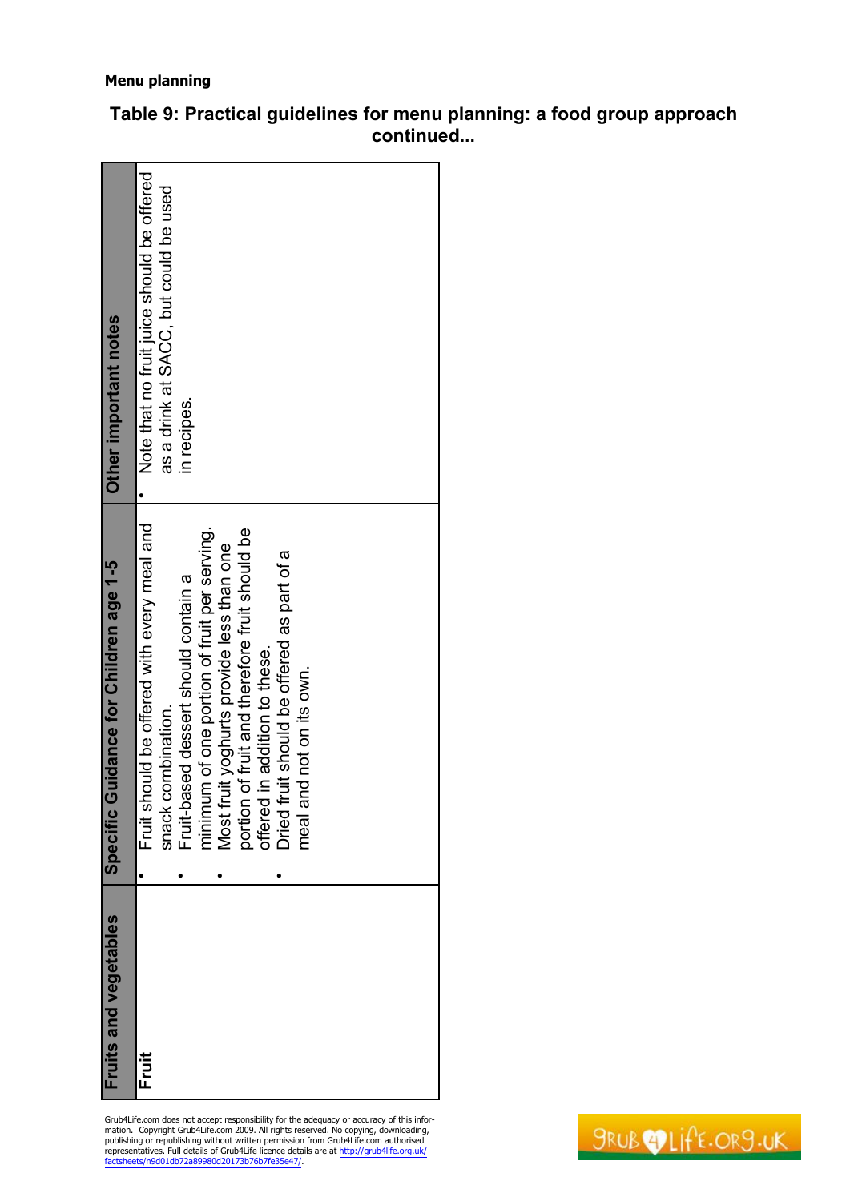**Menu planning**

## Table 9: Practical guidelines for menu planning: a food group approach continued...

| Fruits and vegetables | Specific Guidance for Children age 1-5 | Other important notes |
|---|---|---|
| **Fruit** | • Fruit should be offered with every meal and snack combination.<br>• Fruit-based dessert should contain a minimum of one portion of fruit per serving.<br>• Most fruit yoghurts provide less than one portion of fruit and therefore fruit should be offered in addition to these.<br>• Dried fruit should be offered as part of a meal and not on its own. | • Note that no fruit juice should be offered as a drink at SACC, but could be used in recipes. |

Grub4Life.com does not accept responsibility for the adequacy or accuracy of this information. Copyright Grub4Life.com 2009. All rights reserved. No copying, downloading, publishing or republishing without written permission from Grub4Life.com authorised representatives. Full details of Grub4Life licence details are at http://grub4life.org.uk/factsheets/n9d01db72a89980d20173b76b7fe35e47/.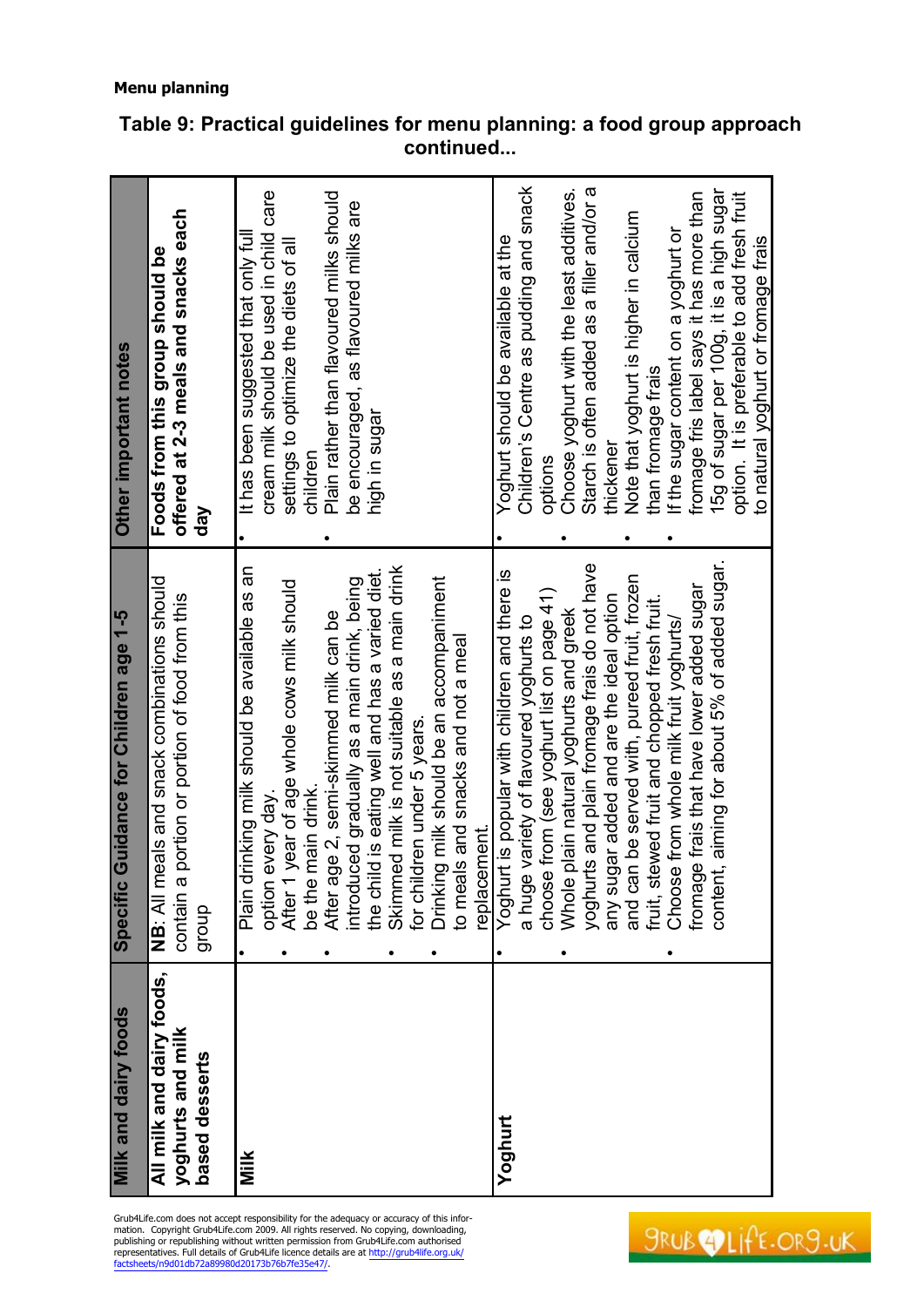**Menu planning**

## Table 9: Practical guidelines for menu planning: a food group approach continued...

| Milk and dairy foods | Specific Guidance for Children age 1-5 | Other important notes |
|---|---|---|
| **All milk and dairy foods, yoghurts and milk based desserts** | **NB**: All meals and snack combinations should contain a portion or portion of food from this group | **Foods from this group should be offered at 2-3 meals and snacks each day** |
| **Milk** | • Plain drinking milk should be available as an option every day.<br>• After 1 year of age whole cows milk should be the main drink.<br>• After age 2, semi-skimmed milk can be introduced gradually as a main drink, being the child is eating well and has a varied diet.<br>• Skimmed milk is not suitable as a main drink for children under 5 years.<br>• Drinking milk should be an accompaniment to meals and snacks and not a meal replacement. | • It has been suggested that only full cream milk should be used in child care settings to optimize the diets of all children<br>• Plain rather than flavoured milks should be encouraged, as flavoured milks are high in sugar |
| **Yoghurt** | • Yoghurt is popular with children and there is a huge variety of flavoured yoghurts to choose from (see yoghurt list on page 41)<br>• Whole plain natural yoghurts and greek yoghurts and plain fromage frais do not have any sugar added and are the ideal option and can be served with, pureed fruit, frozen fruit, stewed fruit and chopped fresh fruit.<br>• Choose from whole milk fruit yoghurts/ fromage frais that have lower added sugar content, aiming for about 5% of added sugar. | • Yoghurt should be available at the Children's Centre as pudding and snack options<br>• Choose yoghurt with the least additives. Starch is often added as a filler and/or a thickener<br>• Note that yoghurt is higher in calcium than fromage frais<br>• If the sugar content on a yoghurt or fromage fris label says it has more than 15g of sugar per 100g, it is a high sugar option. It is preferable to add fresh fruit to natural yoghurt or fromage frais |

Grub4Life.com does not accept responsibility for the adequacy or accuracy of this information. Copyright Grub4Life.com 2009. All rights reserved. No copying, downloading, publishing or republishing without written permission from Grub4Life.com authorised representatives. Full details of Grub4Life licence details are at http://grub4life.org.uk/factsheets/n9d01db72a89980d20173b76b7fe35e47/.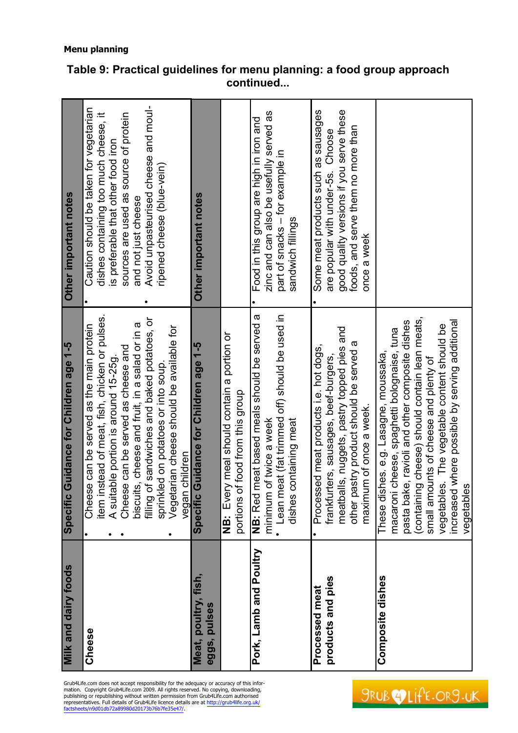**Menu planning**

## Table 9: Practical guidelines for menu planning: a food group approach continued...

| Milk and dairy foods | Specific Guidance for Children age 1-5 | Other important notes |
|---|---|---|
| **Cheese** | • Cheese can be served as the main protein item instead of meat, fish, chicken or pulses. • A suitable portion is around 15-25g. • Cheese can be served as cheese and biscuits, cheese and fruit, in a salad or in a filling of sandwiches and baked potatoes, or sprinkled on potatoes or into soup. • Vegetarian cheese should be available for vegan children | • Caution should be taken for vegetarian dishes containing too much cheese, it is preferable that other food iron sources are used as source of protein and not just cheese • Avoid unpasteurised cheese and mould-ripened cheese (blue-vein) |
| **Meat, poultry, fish, eggs, pulses** | **Specific Guidance for Children age 1-5** | **Other important notes** |
| | **NB:** Every meal should contain a portion or portions of food from this group | |
| **Pork, Lamb and Poultry** | **NB:** Red meat based meals should be served a minimum of twice a week • Lean meat (fat trimmed off) should be used in dishes containing meat | • Food in this group are high in iron and zinc and can also be usefully served as part of snacks – for example in sandwich fillings |
| **Processed meat products and pies** | • Processed meat products i.e. hot dogs, frankfurters, sausages, beef-burgers, meatballs, nuggets, pastry topped pies and other pastry product should be served a maximum of once a week. | • Some meat products such as sausages are popular with under-5s. Choose good quality versions if you serve these foods, and serve them no more than once a week |
| **Composite dishes** | These dishes. e.g. Lasagne, moussaka, macaroni cheese, spaghetti bolognaise, tuna pasta bake, ravioli and other composite dishes (containing cheese) should contain lean meats, small amounts of cheese and plenty of vegetables. The vegetable content should be increased where possible by serving additional vegetables | |

Grub4Life.com does not accept responsibility for the adequacy or accuracy of this information. Copyright Grub4Life.com 2009. All rights reserved. No copying, downloading, publishing or republishing without written permission from Grub4Life.com authorised representatives. Full details of Grub4Life licence details are at http://grub4life.org.uk/factsheets/n9d01db72a89980d20173b76b7fe35e47/.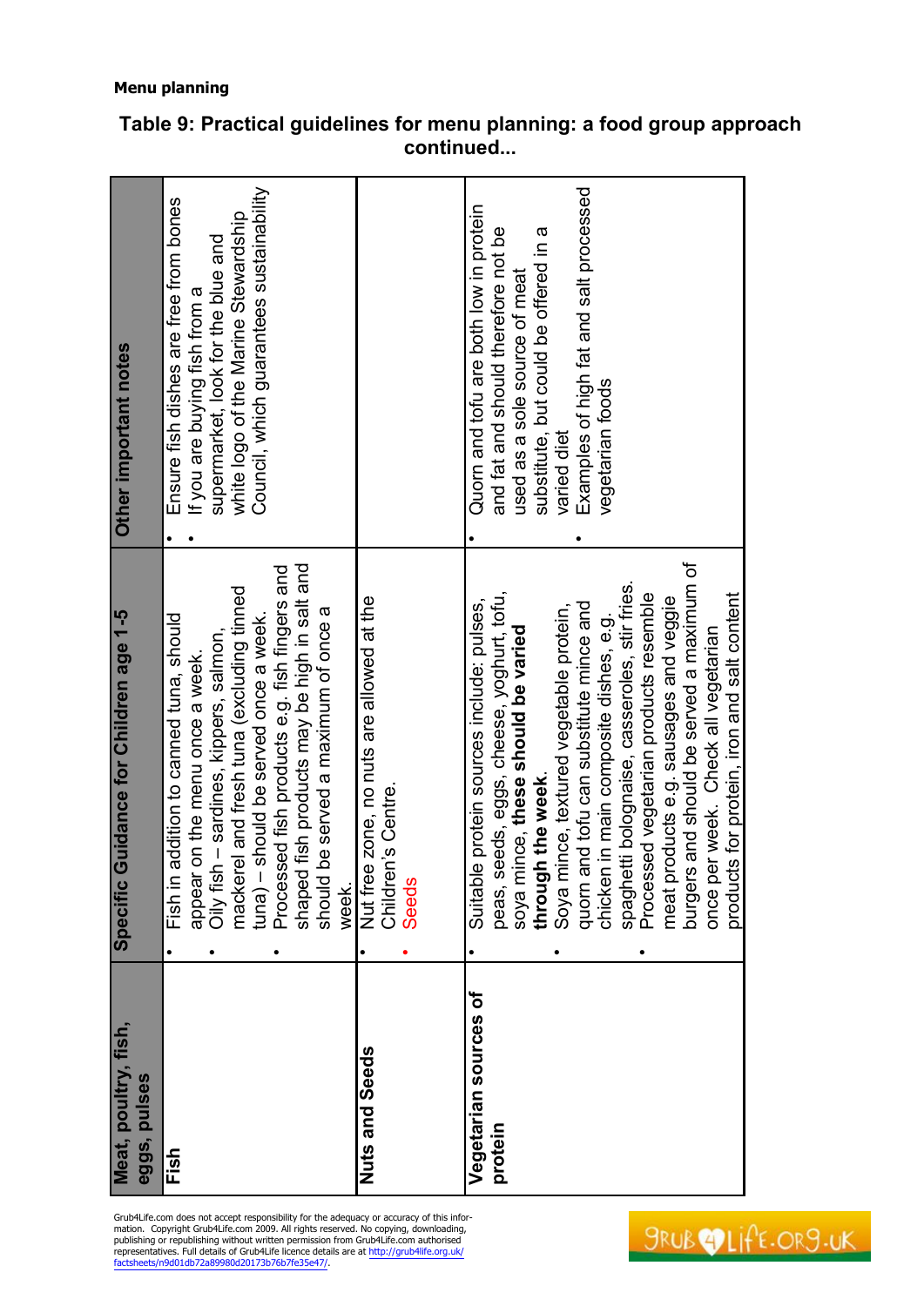**Menu planning**

## Table 9: Practical guidelines for menu planning: a food group approach continued...

| Meat, poultry, fish, eggs, pulses | Specific Guidance for Children age 1-5 | Other important notes |
| --- | --- | --- |
| **Fish** | • Fish in addition to canned tuna, should appear on the menu once a week.<br>• Oily fish – sardines, kippers, salmon, mackerel and fresh tuna (excluding tinned tuna) – should be served once a week.<br>• Processed fish products e.g. fish fingers and shaped fish products may be high in salt and should be served a maximum of once a week. | • Ensure fish dishes are free from bones<br>• If you are buying fish from a supermarket, look for the blue and white logo of the Marine Stewardship Council, which guarantees sustainability |
| **Nuts and Seeds** | • Nut free zone, no nuts are allowed at the Children's Centre.<br>• Seeds | |
| **Vegetarian sources of protein** | • Suitable protein sources include: pulses, peas, seeds, eggs, cheese, yoghurt, tofu, soya mince, **these should be varied through the week**.<br>• Soya mince, textured vegetable protein, quorn and tofu can substitute mince and chicken in main composite dishes, e.g. spaghetti bolognaise, casseroles, stir fries.<br>• Processed vegetarian products resemble meat products e.g. sausages and veggie burgers and should be served a maximum of once per week. Check all vegetarian products for protein, iron and salt content | • Quorn and tofu are both low in protein and fat and should therefore not be used as a sole source of meat substitute, but could be offered in a varied diet<br>• Examples of high fat and salt processed vegetarian foods |

Grub4Life.com does not accept responsibility for the adequacy or accuracy of this information. Copyright Grub4Life.com 2009. All rights reserved. No copying, downloading, publishing or republishing without written permission from Grub4Life.com authorised representatives. Full details of Grub4Life licence details are at http://grub4life.org.uk/factsheets/n9d01db72a89980d20173b76b7fe35e47/.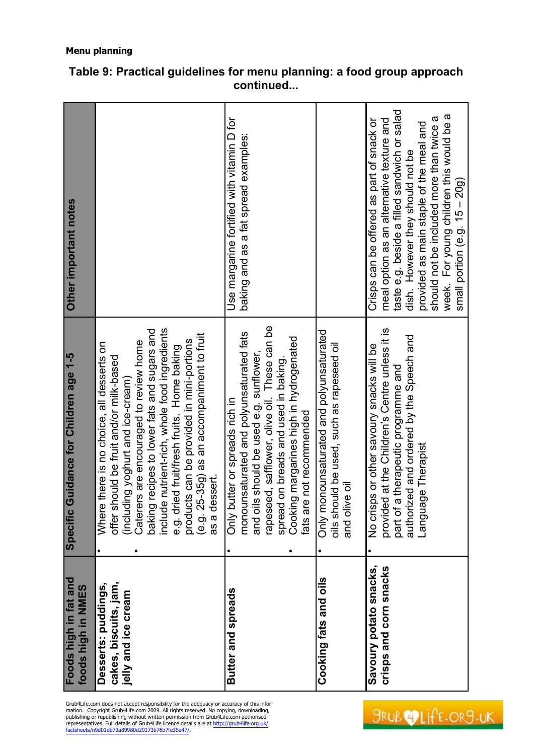**Menu planning**

## Table 9: Practical guidelines for menu planning: a food group approach continued...

| Foods high in fat and foods high in NMES | Specific Guidance for Children age 1-5 | Other important notes |
|---|---|---|
| **Desserts: puddings, cakes, biscuits, jam, jelly and ice cream** | • Where there is no choice, all desserts on offer should be fruit and/or milk-based (including yoghurt and ice-cream)<br>• Caterers are encouraged to review home baking recipes to lower fats and sugars and include nutrient-rich, whole food ingredients e.g. dried fruit/fresh fruits. Home baking products can be provided in mini-portions (e.g. 25-35g) as an accompaniment to fruit as a dessert. | |
| **Butter and spreads** | • Only butter or spreads rich in monounsaturated and polyunsaturated fats and oils should be used e.g. sunflower, rapeseed, safflower, olive oil. These can be spread on breads and used in baking.<br>• Cooking margarines high in hydrogenated fats are not recommended | Use margarine fortified with vitamin D for baking and as a fat spread examples: |
| **Cooking fats and oils** | • Only monounsaturated and polyunsaturated oils should be used, such as rapeseed oil and olive oil | |
| **Savoury potato snacks, crisps and corn snacks** | • No crisps or other savoury snacks will be provided at the Children's Centre unless it is part of a therapeutic programme and authorized and ordered by the Speech and Language Therapist | Crisps can be offered as part of snack or meal option as an alternative texture and taste e.g. beside a filled sandwich or salad dish. However they should not be provided as main staple of the meal and should not be included more than twice a week. For young children this would be a small portion (e.g. 15 – 20g) |

Grub4Life.com does not accept responsibility for the adequacy or accuracy of this information. Copyright Grub4Life.com 2009. All rights reserved. No copying, downloading, publishing or republishing without written permission from Grub4Life.com authorised representatives. Full details of Grub4Life licence details are at http://grub4life.org.uk/factsheets/n9d01db72a89980d20173b76b7fe35e47/.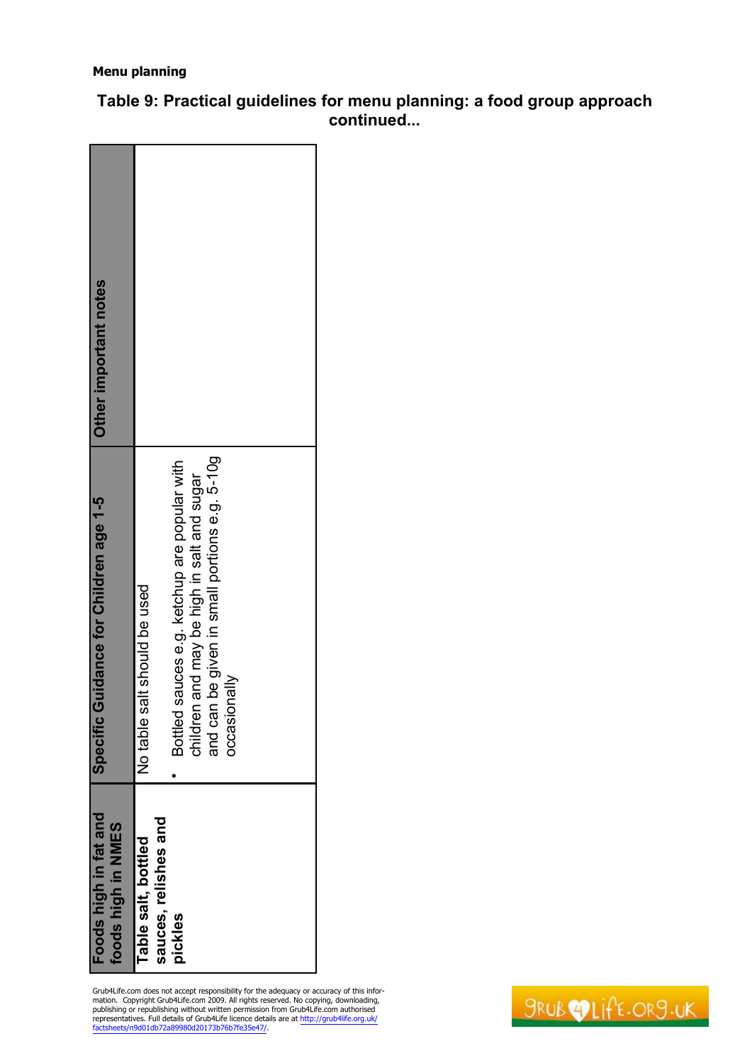**Menu planning**

## Table 9: Practical guidelines for menu planning: a food group approach continued...

| Foods high in fat and foods high in NMES | Specific Guidance for Children age 1-5 | Other important notes |
| --- | --- | --- |
| **Table salt, bottled sauces, relishes and pickles** | No table salt should be used<br>• Bottled sauces e.g. ketchup are popular with children and may be high in salt and sugar and can be given in small portions e.g. 5-10g occasionally | |

Grub4Life.com does not accept responsibility for the adequacy or accuracy of this information. Copyright Grub4Life.com 2009. All rights reserved. No copying, downloading, publishing or republishing without written permission from Grub4Life.com authorised representatives. Full details of Grub4Life licence details are at http://grub4life.org.uk/factsheets/n9d01db72a89980d20173b76b7fe35e47/.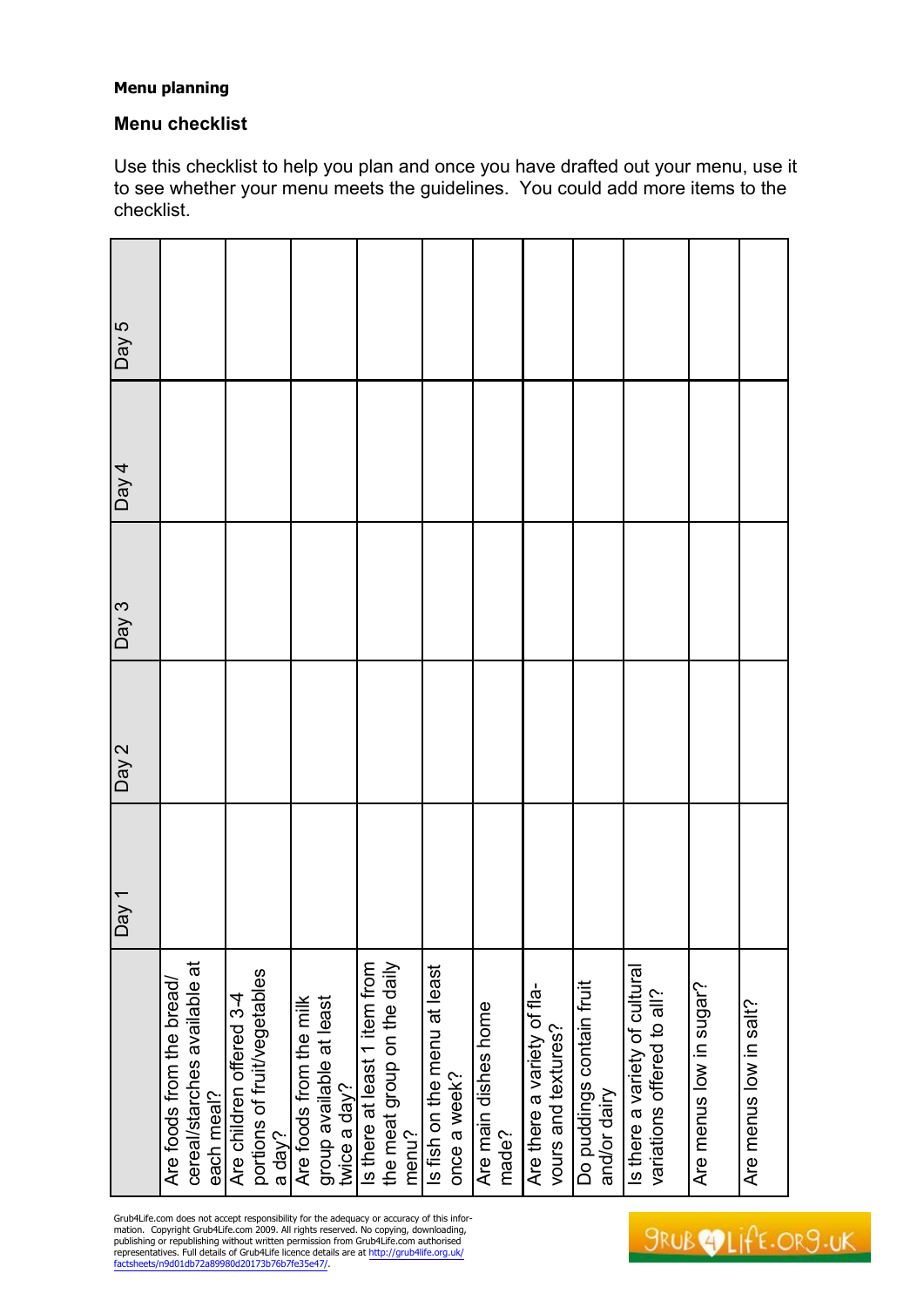**Menu planning**

## Menu checklist

Use this checklist to help you plan and once you have drafted out your menu, use it to see whether your menu meets the guidelines. You could add more items to the checklist.

| | Day 1 | Day 2 | Day 3 | Day 4 | Day 5 |
|---|---|---|---|---|---|
| Are foods from the bread/ cereal/starches available at each meal? | | | | | |
| Are children offered 3-4 portions of fruit/vegetables a day? | | | | | |
| Are foods from the milk group available at least twice a day? | | | | | |
| Is there at least 1 item from the meat group on the daily menu? | | | | | |
| Is fish on the menu at least once a week? | | | | | |
| Are main dishes home made? | | | | | |
| Are there a variety of flavours and textures? | | | | | |
| Do puddings contain fruit and/or dairy | | | | | |
| Is there a variety of cultural variations offered to all? | | | | | |
| Are menus low in sugar? | | | | | |
| Are menus low in salt? | | | | | |

Grub4Life.com does not accept responsibility for the adequacy or accuracy of this information. Copyright Grub4Life.com 2009. All rights reserved. No copying, downloading, publishing or republishing without written permission from Grub4Life.com authorised representatives. Full details of Grub4Life licence details are at http://grub4life.org.uk/factsheets/n9d01db72a89980d20173b76b7fe35e47/.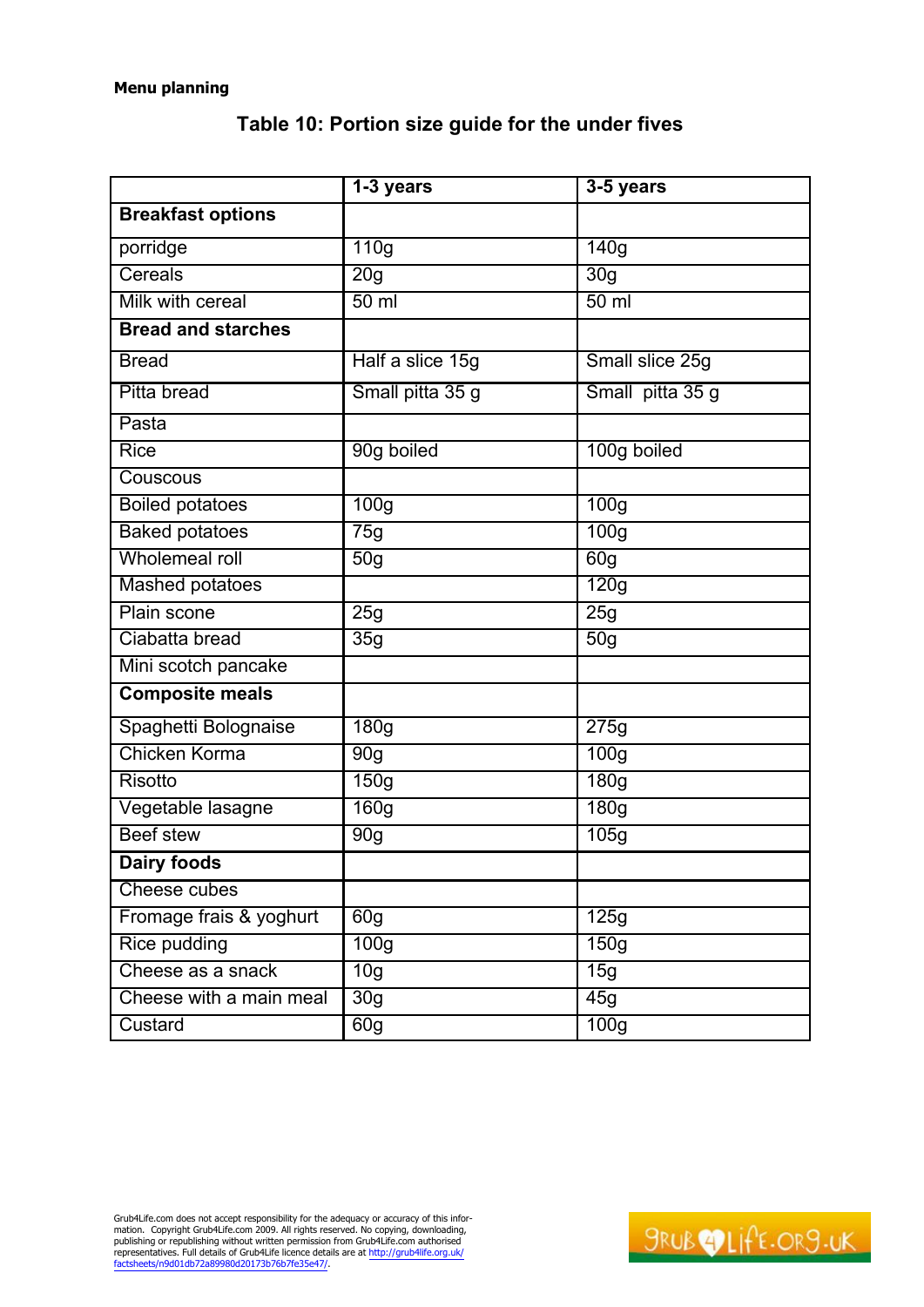**Menu planning**

## Table 10: Portion size guide for the under fives

| | 1-3 years | 3-5 years |
|---|---|---|
| **Breakfast options** | | |
| porridge | 110g | 140g |
| Cereals | 20g | 30g |
| Milk with cereal | 50 ml | 50 ml |
| **Bread and starches** | | |
| Bread | Half a slice 15g | Small slice 25g |
| Pitta bread | Small pitta 35 g | Small pitta 35 g |
| Pasta | | |
| Rice | 90g boiled | 100g boiled |
| Couscous | | |
| Boiled potatoes | 100g | 100g |
| Baked potatoes | 75g | 100g |
| Wholemeal roll | 50g | 60g |
| Mashed potatoes | | 120g |
| Plain scone | 25g | 25g |
| Ciabatta bread | 35g | 50g |
| Mini scotch pancake | | |
| **Composite meals** | | |
| Spaghetti Bolognaise | 180g | 275g |
| Chicken Korma | 90g | 100g |
| Risotto | 150g | 180g |
| Vegetable lasagne | 160g | 180g |
| Beef stew | 90g | 105g |
| **Dairy foods** | | |
| Cheese cubes | | |
| Fromage frais & yoghurt | 60g | 125g |
| Rice pudding | 100g | 150g |
| Cheese as a snack | 10g | 15g |
| Cheese with a main meal | 30g | 45g |
| Custard | 60g | 100g |

Grub4Life.com does not accept responsibility for the adequacy or accuracy of this information. Copyright Grub4Life.com 2009. All rights reserved. No copying, downloading, publishing or republishing without written permission from Grub4Life.com authorised representatives. Full details of Grub4Life licence details are at http://grub4life.org.uk/factsheets/n9d01db72a89980d20173b76b7fe35e47/.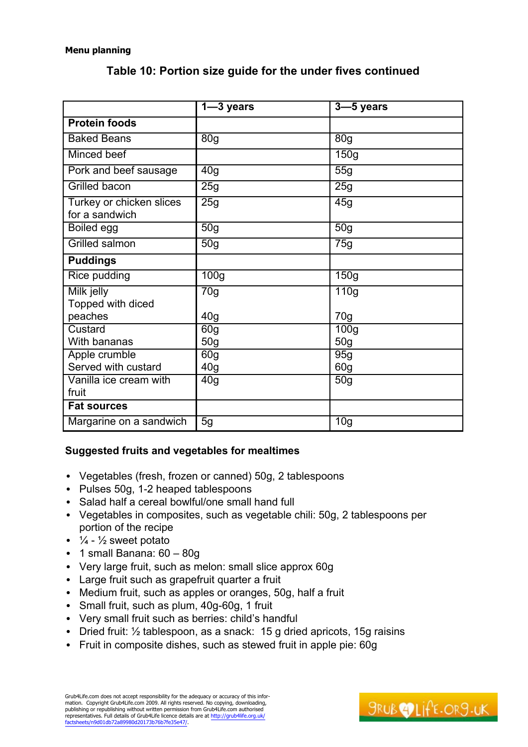**Menu planning**

## Table 10: Portion size guide for the under fives continued

| | 1—3 years | 3—5 years |
|---|---|---|
| **Protein foods** | | |
| Baked Beans | 80g | 80g |
| Minced beef | | 150g |
| Pork and beef sausage | 40g | 55g |
| Grilled bacon | 25g | 25g |
| Turkey or chicken slices for a sandwich | 25g | 45g |
| Boiled egg | 50g | 50g |
| Grilled salmon | 50g | 75g |
| **Puddings** | | |
| Rice pudding | 100g | 150g |
| Milk jelly<br>Topped with diced peaches | 70g<br>40g | 110g<br>70g |
| Custard<br>With bananas | 60g<br>50g | 100g<br>50g |
| Apple crumble<br>Served with custard | 60g<br>40g | 95g<br>60g |
| Vanilla ice cream with fruit | 40g | 50g |
| **Fat sources** | | |
| Margarine on a sandwich | 5g | 10g |

### Suggested fruits and vegetables for mealtimes

- Vegetables (fresh, frozen or canned) 50g, 2 tablespoons
- Pulses 50g, 1-2 heaped tablespoons
- Salad half a cereal bowlful/one small hand full
- Vegetables in composites, such as vegetable chili: 50g, 2 tablespoons per portion of the recipe
- ¼ - ½ sweet potato
- 1 small Banana: 60 – 80g
- Very large fruit, such as melon: small slice approx 60g
- Large fruit such as grapefruit quarter a fruit
- Medium fruit, such as apples or oranges, 50g, half a fruit
- Small fruit, such as plum, 40g-60g, 1 fruit
- Very small fruit such as berries: child's handful
- Dried fruit: ½ tablespoon, as a snack: 15 g dried apricots, 15g raisins
- Fruit in composite dishes, such as stewed fruit in apple pie: 60g

Grub4Life.com does not accept responsibility for the adequacy or accuracy of this information. Copyright Grub4Life.com 2009. All rights reserved. No copying, downloading, publishing or republishing without written permission from Grub4Life.com authorised representatives. Full details of Grub4Life licence details are at http://grub4life.org.uk/factsheets/n9d01db72a89980d20173b76b7fe35e47/.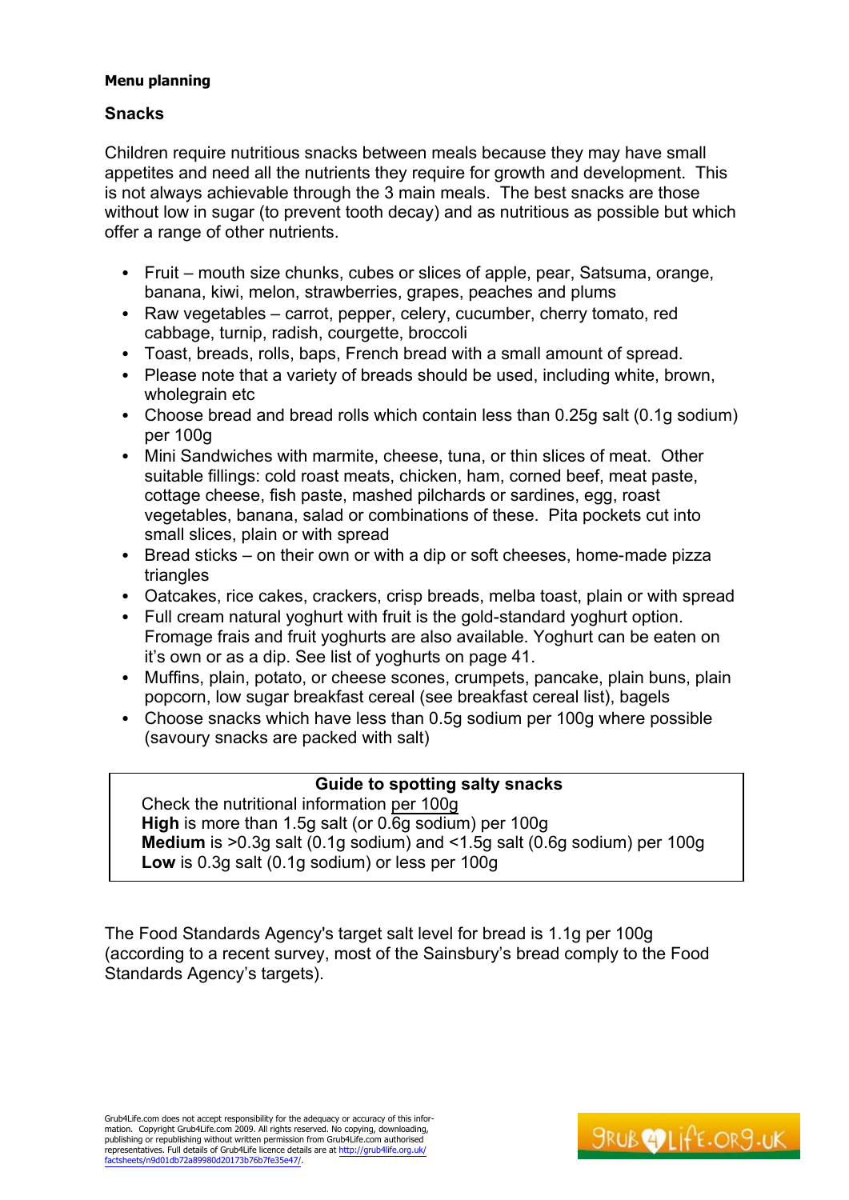**Menu planning**

## Snacks

Children require nutritious snacks between meals because they may have small appetites and need all the nutrients they require for growth and development. This is not always achievable through the 3 main meals. The best snacks are those without low in sugar (to prevent tooth decay) and as nutritious as possible but which offer a range of other nutrients.

- Fruit – mouth size chunks, cubes or slices of apple, pear, Satsuma, orange, banana, kiwi, melon, strawberries, grapes, peaches and plums
- Raw vegetables – carrot, pepper, celery, cucumber, cherry tomato, red cabbage, turnip, radish, courgette, broccoli
- Toast, breads, rolls, baps, French bread with a small amount of spread.
- Please note that a variety of breads should be used, including white, brown, wholegrain etc
- Choose bread and bread rolls which contain less than 0.25g salt (0.1g sodium) per 100g
- Mini Sandwiches with marmite, cheese, tuna, or thin slices of meat. Other suitable fillings: cold roast meats, chicken, ham, corned beef, meat paste, cottage cheese, fish paste, mashed pilchards or sardines, egg, roast vegetables, banana, salad or combinations of these. Pita pockets cut into small slices, plain or with spread
- Bread sticks – on their own or with a dip or soft cheeses, home-made pizza triangles
- Oatcakes, rice cakes, crackers, crisp breads, melba toast, plain or with spread
- Full cream natural yoghurt with fruit is the gold-standard yoghurt option. Fromage frais and fruit yoghurts are also available. Yoghurt can be eaten on it's own or as a dip. See list of yoghurts on page 41.
- Muffins, plain, potato, or cheese scones, crumpets, pancake, plain buns, plain popcorn, low sugar breakfast cereal (see breakfast cereal list), bagels
- Choose snacks which have less than 0.5g sodium per 100g where possible (savoury snacks are packed with salt)

**Guide to spotting salty snacks**

Check the nutritional information per 100g
**High** is more than 1.5g salt (or 0.6g sodium) per 100g
**Medium** is >0.3g salt (0.1g sodium) and <1.5g salt (0.6g sodium) per 100g
**Low** is 0.3g salt (0.1g sodium) or less per 100g

The Food Standards Agency's target salt level for bread is 1.1g per 100g (according to a recent survey, most of the Sainsbury's bread comply to the Food Standards Agency's targets).

Grub4Life.com does not accept responsibility for the adequacy or accuracy of this information. Copyright Grub4Life.com 2009. All rights reserved. No copying, downloading, publishing or republishing without written permission from Grub4Life.com authorised representatives. Full details of Grub4Life licence details are at http://grub4life.org.uk/factsheets/n9d01db72a89980d20173b76b7fe35e47/.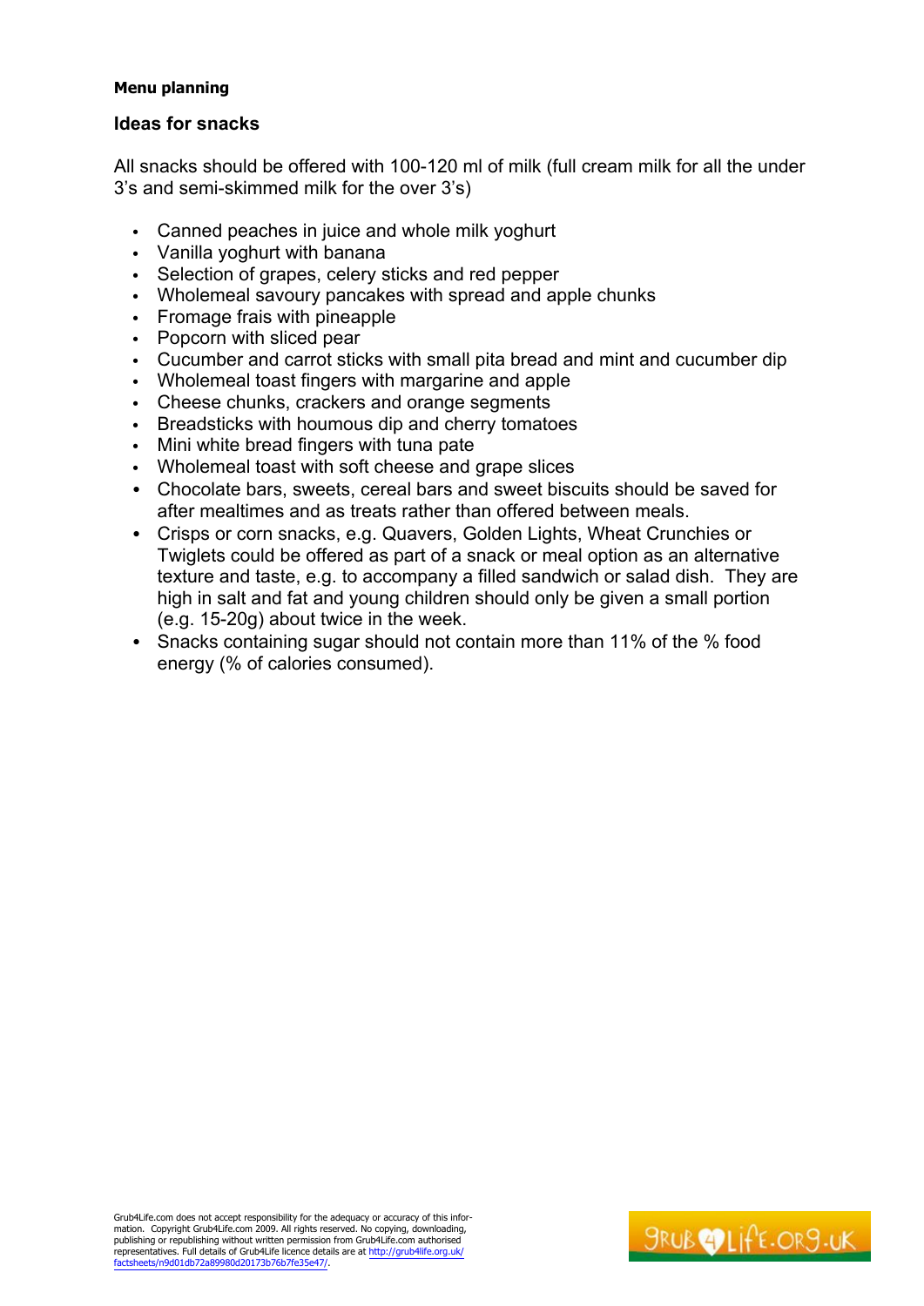**Menu planning**

### Ideas for snacks

All snacks should be offered with 100-120 ml of milk (full cream milk for all the under 3's and semi-skimmed milk for the over 3's)

- Canned peaches in juice and whole milk yoghurt
- Vanilla yoghurt with banana
- Selection of grapes, celery sticks and red pepper
- Wholemeal savoury pancakes with spread and apple chunks
- Fromage frais with pineapple
- Popcorn with sliced pear
- Cucumber and carrot sticks with small pita bread and mint and cucumber dip
- Wholemeal toast fingers with margarine and apple
- Cheese chunks, crackers and orange segments
- Breadsticks with houmous dip and cherry tomatoes
- Mini white bread fingers with tuna pate
- Wholemeal toast with soft cheese and grape slices
- Chocolate bars, sweets, cereal bars and sweet biscuits should be saved for after mealtimes and as treats rather than offered between meals.
- Crisps or corn snacks, e.g. Quavers, Golden Lights, Wheat Crunchies or Twiglets could be offered as part of a snack or meal option as an alternative texture and taste, e.g. to accompany a filled sandwich or salad dish. They are high in salt and fat and young children should only be given a small portion (e.g. 15-20g) about twice in the week.
- Snacks containing sugar should not contain more than 11% of the % food energy (% of calories consumed).

Grub4Life.com does not accept responsibility for the adequacy or accuracy of this information. Copyright Grub4Life.com 2009. All rights reserved. No copying, downloading, publishing or republishing without written permission from Grub4Life.com authorised representatives. Full details of Grub4Life licence details are at http://grub4life.org.uk/factsheets/n9d01db72a89980d20173b76b7fe35e47/.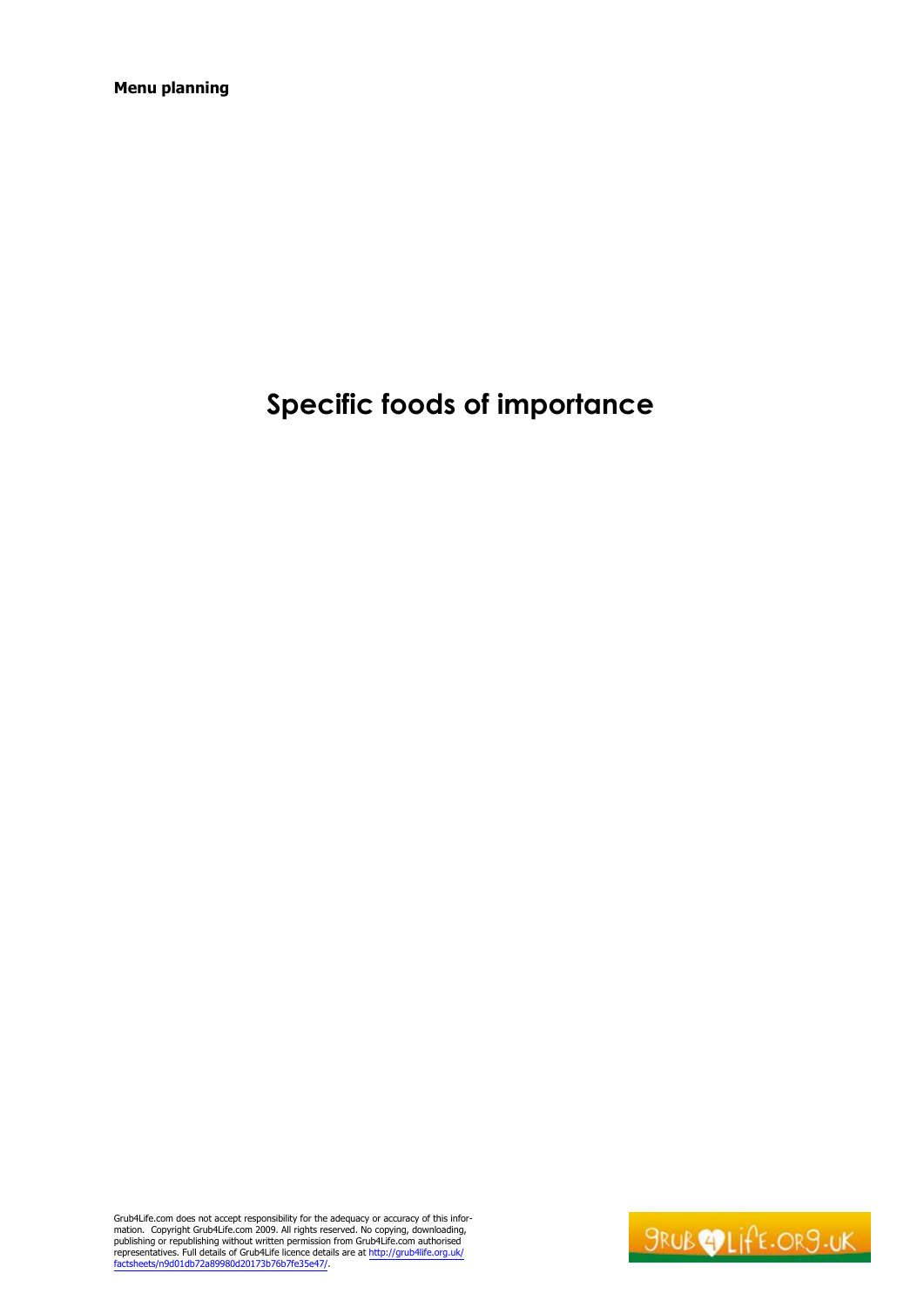# Specific foods of importance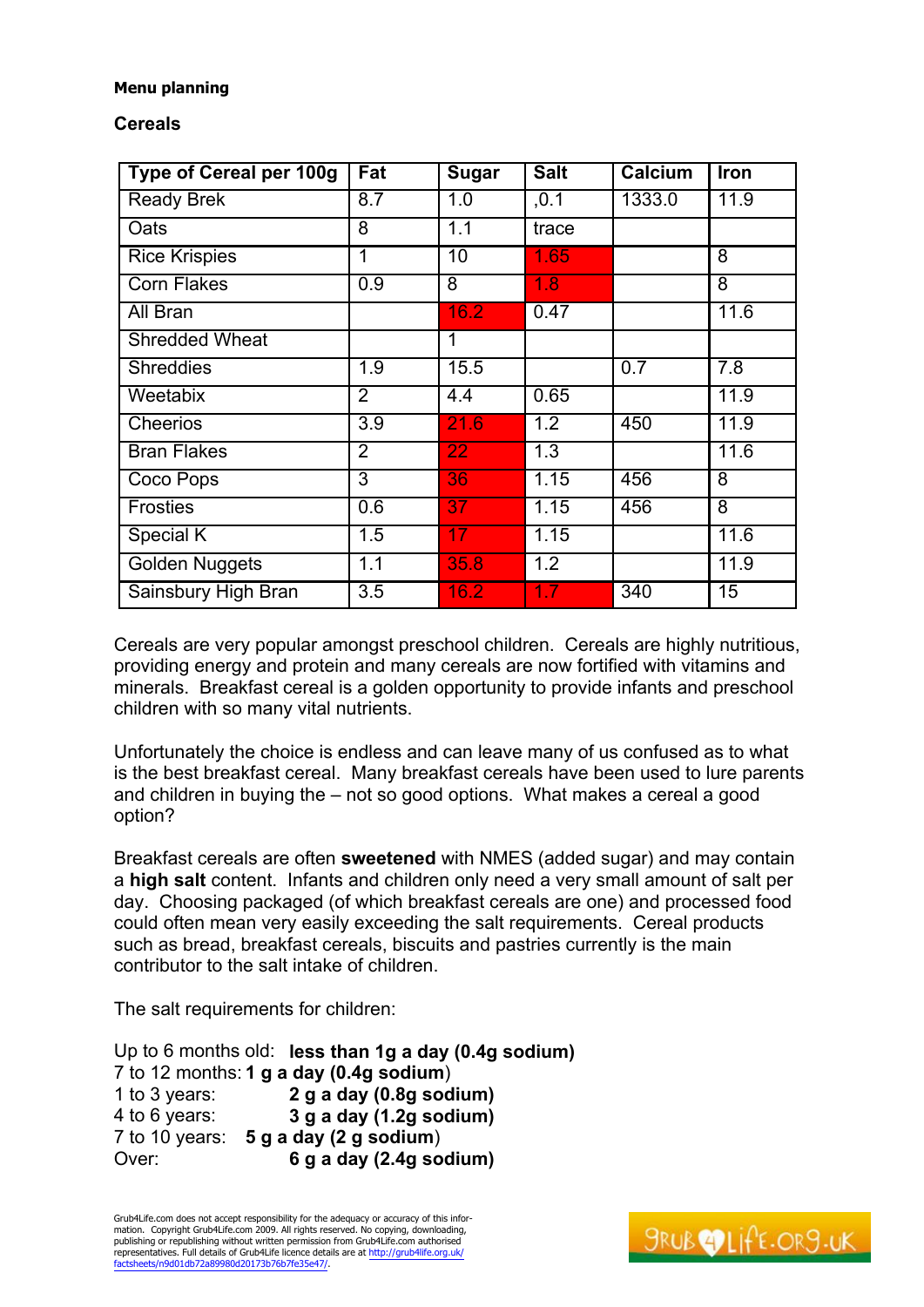**Menu planning**

**Cereals**

| Type of Cereal per 100g | Fat | Sugar | Salt | Calcium | Iron |
|---|---|---|---|---|---|
| Ready Brek | 8.7 | 1.0 | ,0.1 | 1333.0 | 11.9 |
| Oats | 8 | 1.1 | trace | | |
| Rice Krispies | 1 | 10 | 1.65 | | 8 |
| Corn Flakes | 0.9 | 8 | 1.8 | | 8 |
| All Bran | | 16.2 | 0.47 | | 11.6 |
| Shredded Wheat | | 1 | | | |
| Shreddies | 1.9 | 15.5 | | 0.7 | 7.8 |
| Weetabix | 2 | 4.4 | 0.65 | | 11.9 |
| Cheerios | 3.9 | 21.6 | 1.2 | 450 | 11.9 |
| Bran Flakes | 2 | 22 | 1.3 | | 11.6 |
| Coco Pops | 3 | 36 | 1.15 | 456 | 8 |
| Frosties | 0.6 | 37 | 1.15 | 456 | 8 |
| Special K | 1.5 | 17 | 1.15 | | 11.6 |
| Golden Nuggets | 1.1 | 35.8 | 1.2 | | 11.9 |
| Sainsbury High Bran | 3.5 | 16.2 | 1.7 | 340 | 15 |

Cereals are very popular amongst preschool children. Cereals are highly nutritious, providing energy and protein and many cereals are now fortified with vitamins and minerals. Breakfast cereal is a golden opportunity to provide infants and preschool children with so many vital nutrients.

Unfortunately the choice is endless and can leave many of us confused as to what is the best breakfast cereal. Many breakfast cereals have been used to lure parents and children in buying the – not so good options. What makes a cereal a good option?

Breakfast cereals are often **sweetened** with NMES (added sugar) and may contain a **high salt** content. Infants and children only need a very small amount of salt per day. Choosing packaged (of which breakfast cereals are one) and processed food could often mean very easily exceeding the salt requirements. Cereal products such as bread, breakfast cereals, biscuits and pastries currently is the main contributor to the salt intake of children.

The salt requirements for children:

Up to 6 months old: **less than 1g a day (0.4g sodium)**
7 to 12 months: **1 g a day (0.4g sodium**)
1 to 3 years: **2 g a day (0.8g sodium)**
4 to 6 years: **3 g a day (1.2g sodium)**
7 to 10 years: **5 g a day (2 g sodium**)
Over: **6 g a day (2.4g sodium)**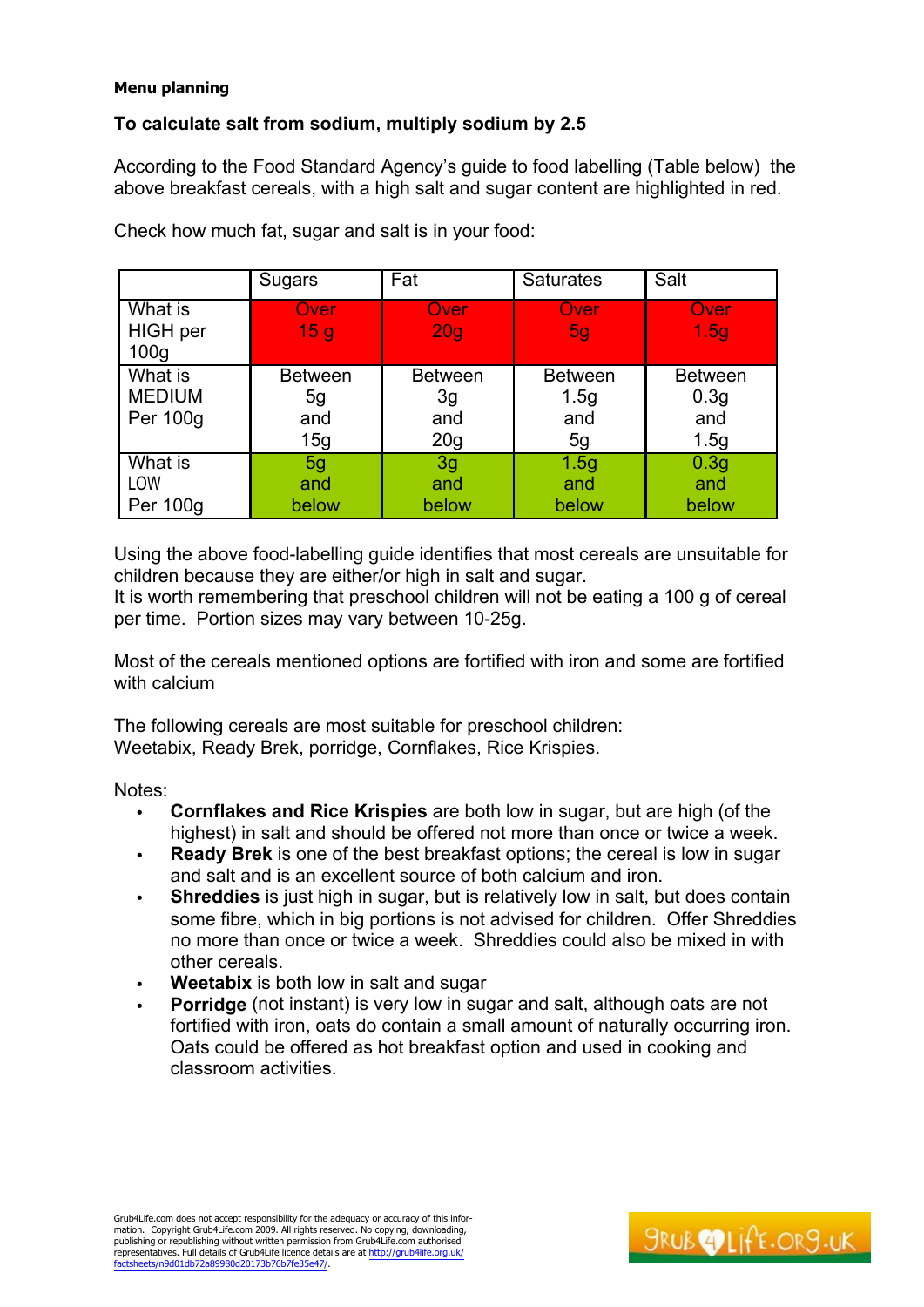**Menu planning**

**To calculate salt from sodium, multiply sodium by 2.5**

According to the Food Standard Agency's guide to food labelling (Table below) the above breakfast cereals, with a high salt and sugar content are highlighted in red.

Check how much fat, sugar and salt is in your food:

| | Sugars | Fat | Saturates | Salt |
|---|---|---|---|---|
| What is HIGH per 100g | Over 15 g | Over 20g | Over 5g | Over 1.5g |
| What is MEDIUM Per 100g | Between 5g and 15g | Between 3g and 20g | Between 1.5g and 5g | Between 0.3g and 1.5g |
| What is LOW Per 100g | 5g and below | 3g and below | 1.5g and below | 0.3g and below |

Using the above food-labelling guide identifies that most cereals are unsuitable for children because they are either/or high in salt and sugar.
It is worth remembering that preschool children will not be eating a 100 g of cereal per time. Portion sizes may vary between 10-25g.

Most of the cereals mentioned options are fortified with iron and some are fortified with calcium

The following cereals are most suitable for preschool children:
Weetabix, Ready Brek, porridge, Cornflakes, Rice Krispies.

Notes:

- **Cornflakes and Rice Krispies** are both low in sugar, but are high (of the highest) in salt and should be offered not more than once or twice a week.
- **Ready Brek** is one of the best breakfast options; the cereal is low in sugar and salt and is an excellent source of both calcium and iron.
- **Shreddies** is just high in sugar, but is relatively low in salt, but does contain some fibre, which in big portions is not advised for children. Offer Shreddies no more than once or twice a week. Shreddies could also be mixed in with other cereals.
- **Weetabix** is both low in salt and sugar
- **Porridge** (not instant) is very low in sugar and salt, although oats are not fortified with iron, oats do contain a small amount of naturally occurring iron. Oats could be offered as hot breakfast option and used in cooking and classroom activities.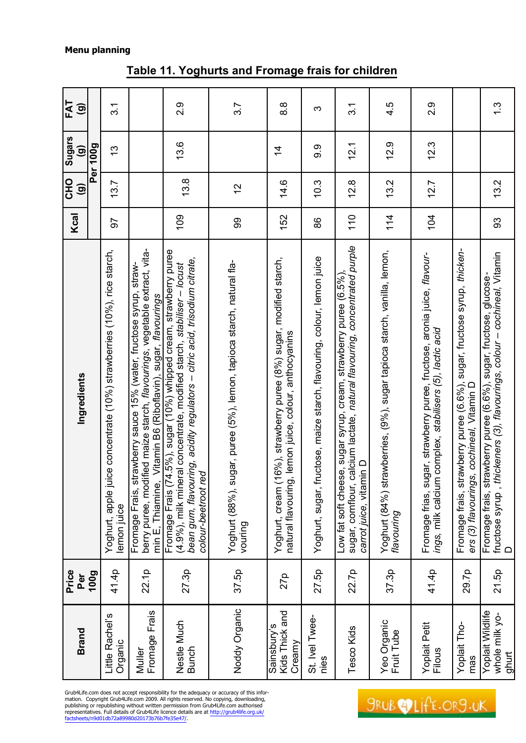**Menu planning**

## Table 11. Yoghurts and Fromage frais for children

| Brand | Price Per 100g | Ingredients | Kcal | CHO (g) | Sugars (g) | FAT (g) |
|---|---|---|---|---|---|---|
| | | | Per 100g | | | |
| Little Rachel's Organic | 41.4p | Yoghurt, apple juice concentrate (10%) strawberries (10%), rice starch, lemon juice | 97 | 13.7 | 13 | 3.1 |
| Muller Fromage Frais | 22.1p | Fromage Frais, strawberry sauce 15% (water, fructose syrup, strawberry puree, modified maize starch, *flavourings*, vegetable extract, vitamin E, Thiamine, Vitamin B6 (Riboflavin), sugar, *flavourings* | | | | |
| Nestle Much Bunch | 27.3p | Fromage Frais (74.5%), sugar (10%) whipped cream, strawberry puree (4.9%), milk mineral concentrate, modified starch, *stabiliser – locust bean gum, flavouring, acidity regulators – citric acid, trisodium citrate, colour-beetroot red* | 109 | 13.8 | 13.6 | 2.9 |
| Noddy Organic | 37.5p | Yoghurt (88%), sugar, puree (5%), lemon, tapioca starch, natural flavouring | 99 | 12 | | 3.7 |
| Sainsbury's Kids Thick and Creamy | 27p | Yoghurt, cream (16%), strawberry puree (8%) sugar, modified starch, natural flavouring, lemon juice, colour, anthocyanins | 152 | 14.6 | 14 | 8.8 |
| St. Ivel Twee-nies | 27.5p | Yoghurt, sugar, fructose, maize starch, flavouring, colour, lemon juice | 86 | 10.3 | 9.9 | 3 |
| Tesco Kids | 22.7p | Low fat soft cheese, sugar syrup, cream, strawberry puree (6.5%), sugar, cornflour, calcium lactate, *natural flavouring, concentrated purple carrot juice*, vitamin D | 110 | 12.8 | 12.1 | 3.1 |
| Yeo Organic Fruit Tube | 37.3p | Yoghurt (84%) strawberries, (9%), sugar tapioca starch, vanilla, lemon, *flavouring* | 114 | 13.2 | 12.9 | 4.5 |
| Yoplait Petit Filous | 41.4p | Fromage frias, sugar, strawberry puree, fructose, aronia juice, *flavourings*, milk calcium complex, *stabilisers (5), lactic acid* | 104 | 12.7 | 12.3 | 2.9 |
| Yoplait Thomas | 29.7p | Fromage frais, strawberry puree (6.6%), sugar, fructose syrup, *thickeners (3) flavourings, cochineal*, Vitamin D | | | | |
| Yoplait Wildlife whole milk yoghurt | 21.5p | Fromage frais, strawberry puree (6.6%), sugar, fructose, glucose-fructose syrup , *thickeners (3), flavourings, colour – cochineal*, Vitamin D | 93 | 13.2 | | 1.3 |

Grub4Life.com does not accept responsibility for the adequacy or accuracy of this information. Copyright Grub4Life.com 2009. All rights reserved. No copying, downloading, publishing or republishing without written permission from Grub4Life.com authorised representatives. Full details of Grub4Life licence details are at http://grub4life.org.uk/factsheets/n9d01db72a89980d20173b76b7fe35e47/.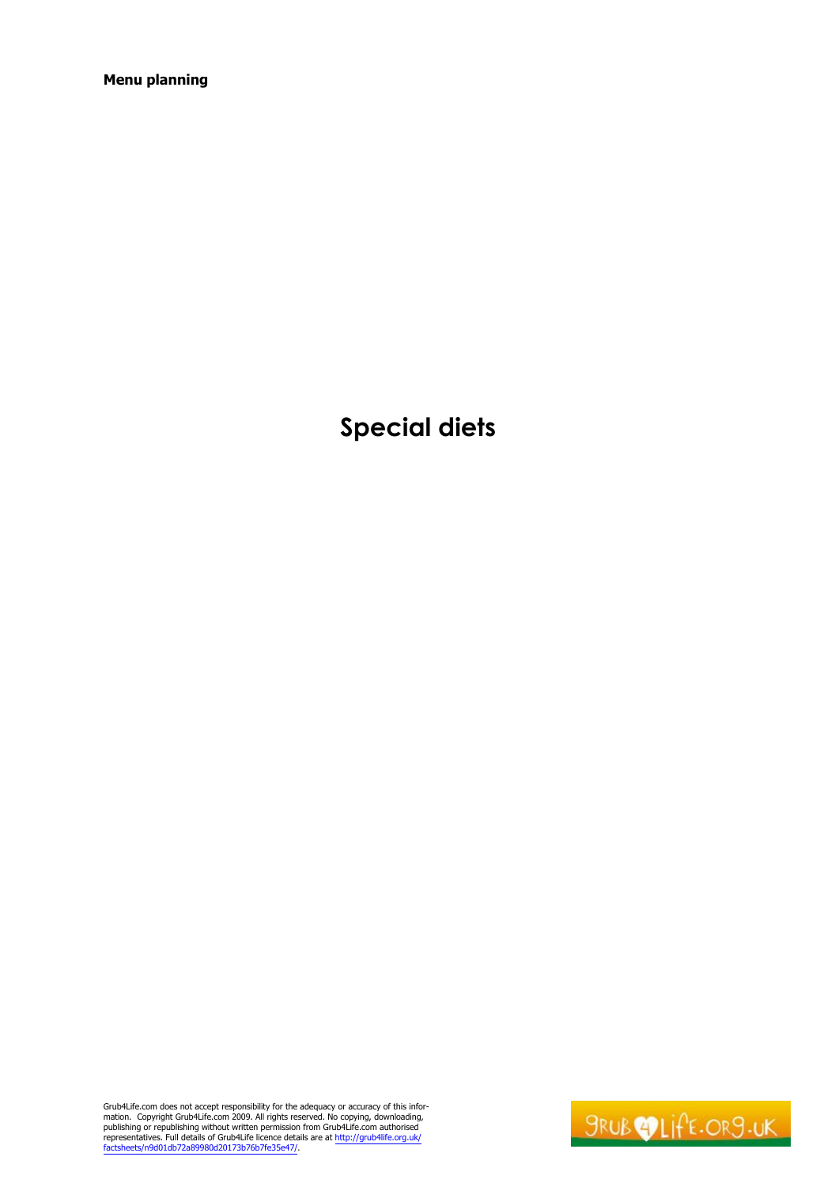# Special diets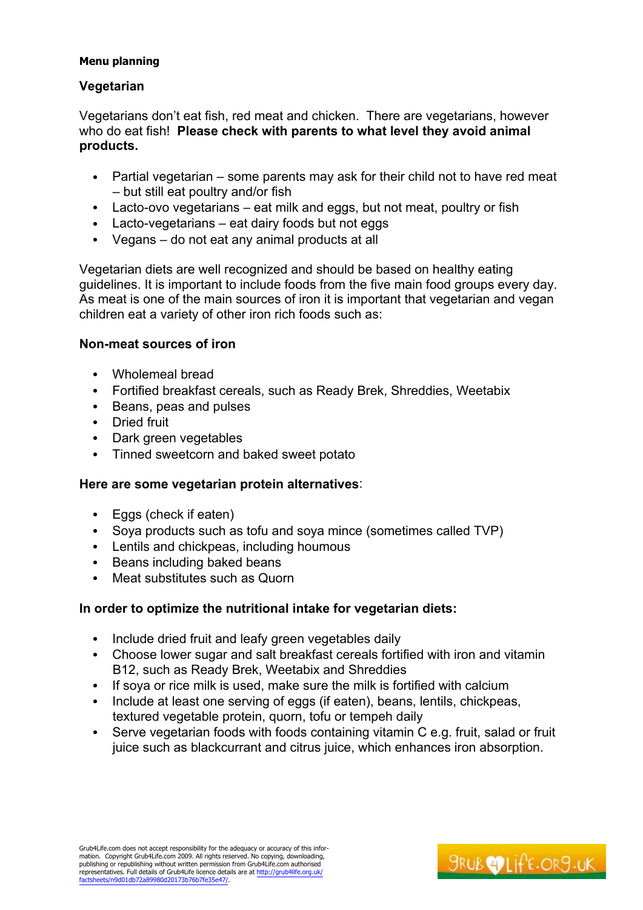**Menu planning**

## Vegetarian

Vegetarians don't eat fish, red meat and chicken. There are vegetarians, however who do eat fish! **Please check with parents to what level they avoid animal products.**

- Partial vegetarian – some parents may ask for their child not to have red meat – but still eat poultry and/or fish
- Lacto-ovo vegetarians – eat milk and eggs, but not meat, poultry or fish
- Lacto-vegetarians – eat dairy foods but not eggs
- Vegans – do not eat any animal products at all

Vegetarian diets are well recognized and should be based on healthy eating guidelines. It is important to include foods from the five main food groups every day. As meat is one of the main sources of iron it is important that vegetarian and vegan children eat a variety of other iron rich foods such as:

### Non-meat sources of iron

- Wholemeal bread
- Fortified breakfast cereals, such as Ready Brek, Shreddies, Weetabix
- Beans, peas and pulses
- Dried fruit
- Dark green vegetables
- Tinned sweetcorn and baked sweet potato

**Here are some vegetarian protein alternatives**:

- Eggs (check if eaten)
- Soya products such as tofu and soya mince (sometimes called TVP)
- Lentils and chickpeas, including houmous
- Beans including baked beans
- Meat substitutes such as Quorn

### In order to optimize the nutritional intake for vegetarian diets:

- Include dried fruit and leafy green vegetables daily
- Choose lower sugar and salt breakfast cereals fortified with iron and vitamin B12, such as Ready Brek, Weetabix and Shreddies
- If soya or rice milk is used, make sure the milk is fortified with calcium
- Include at least one serving of eggs (if eaten), beans, lentils, chickpeas, textured vegetable protein, quorn, tofu or tempeh daily
- Serve vegetarian foods with foods containing vitamin C e.g. fruit, salad or fruit juice such as blackcurrant and citrus juice, which enhances iron absorption.

Grub4Life.com does not accept responsibility for the adequacy or accuracy of this information. Copyright Grub4Life.com 2009. All rights reserved. No copying, downloading, publishing or republishing without written permission from Grub4Life.com authorised representatives. Full details of Grub4Life licence details are at http://grub4life.org.uk/factsheets/n9d01db72a89980d20173b76b7fe35e47/.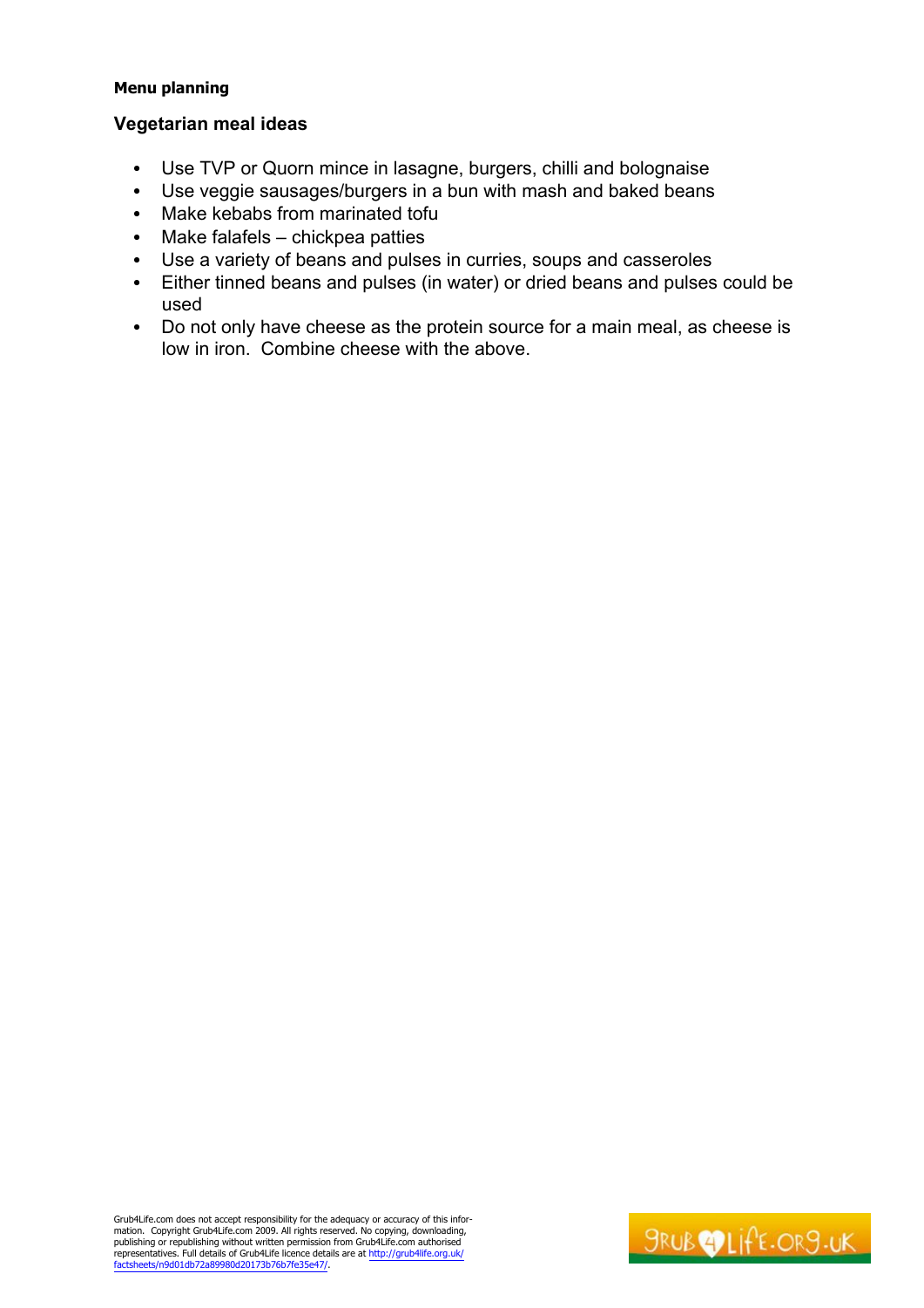**Menu planning**

## Vegetarian meal ideas

- Use TVP or Quorn mince in lasagne, burgers, chilli and bolognaise
- Use veggie sausages/burgers in a bun with mash and baked beans
- Make kebabs from marinated tofu
- Make falafels – chickpea patties
- Use a variety of beans and pulses in curries, soups and casseroles
- Either tinned beans and pulses (in water) or dried beans and pulses could be used
- Do not only have cheese as the protein source for a main meal, as cheese is low in iron. Combine cheese with the above.